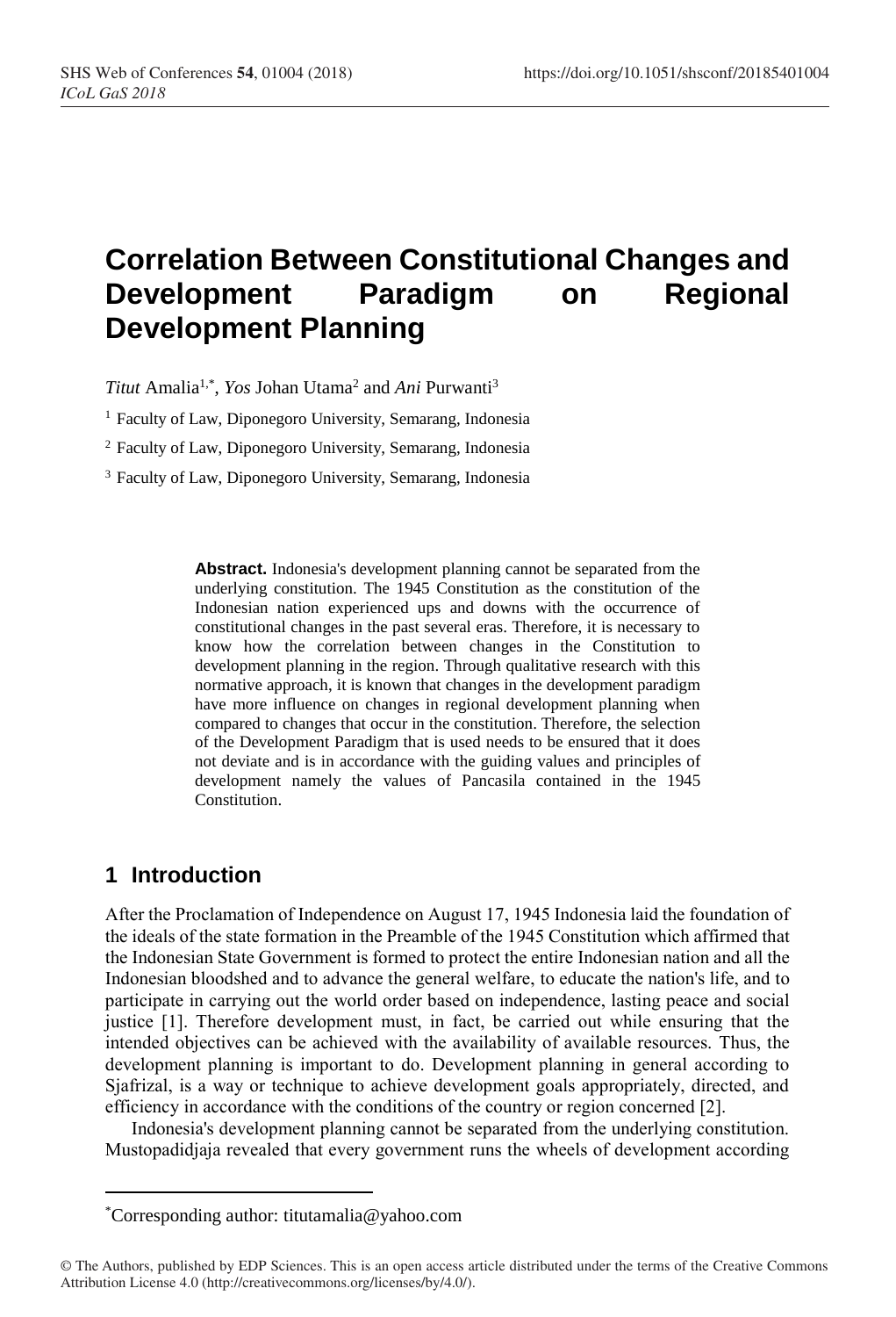# Correlation Between Constitutional Changes and Development Paradigm on Regional Development Planning

*Titut* Amalia[1,*], *Yos* Johan Utama[2] and *Ani* Purwanti[3]

[1] Faculty of Law, Diponegoro University, Semarang, Indonesia

[2] Faculty of Law, Diponegoro University, Semarang, Indonesia

[3] Faculty of Law, Diponegoro University, Semarang, Indonesia

**Abstract.** Indonesia's development planning cannot be separated from the underlying constitution. The 1945 Constitution as the constitution of the Indonesian nation experienced ups and downs with the occurrence of constitutional changes in the past several eras. Therefore, it is necessary to know how the correlation between changes in the Constitution to development planning in the region. Through qualitative research with this normative approach, it is known that changes in the development paradigm have more influence on changes in regional development planning when compared to changes that occur in the constitution. Therefore, the selection of the Development Paradigm that is used needs to be ensured that it does not deviate and is in accordance with the guiding values and principles of development namely the values of Pancasila contained in the 1945 Constitution.

## 1 Introduction

After the Proclamation of Independence on August 17, 1945 Indonesia laid the foundation of the ideals of the state formation in the Preamble of the 1945 Constitution which affirmed that the Indonesian State Government is formed to protect the entire Indonesian nation and all the Indonesian bloodshed and to advance the general welfare, to educate the nation's life, and to participate in carrying out the world order based on independence, lasting peace and social justice [1]. Therefore development must, in fact, be carried out while ensuring that the intended objectives can be achieved with the availability of available resources. Thus, the development planning is important to do. Development planning in general according to Sjafrizal, is a way or technique to achieve development goals appropriately, directed, and efficiency in accordance with the conditions of the country or region concerned [2].

Indonesia's development planning cannot be separated from the underlying constitution. Mustopadidjaja revealed that every government runs the wheels of development according

*Corresponding author: titutamalia@yahoo.com

© The Authors, published by EDP Sciences. This is an open access article distributed under the terms of the Creative Commons Attribution License 4.0 (http://creativecommons.org/licenses/by/4.0/).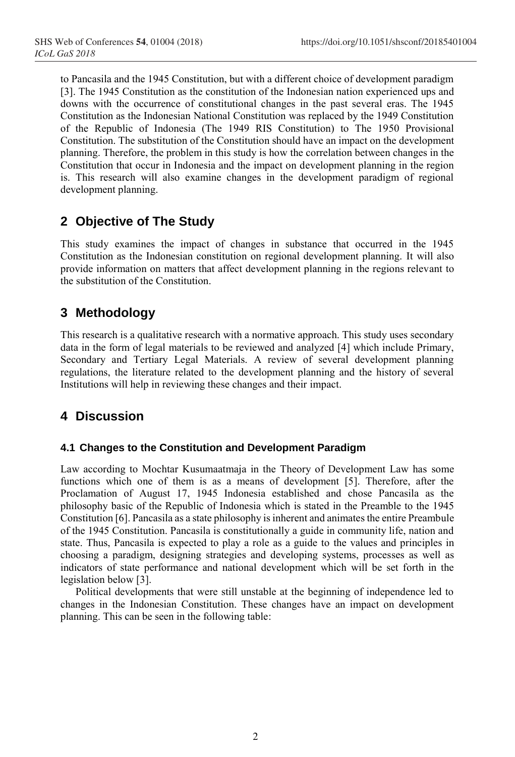to Pancasila and the 1945 Constitution, but with a different choice of development paradigm [3]. The 1945 Constitution as the constitution of the Indonesian nation experienced ups and downs with the occurrence of constitutional changes in the past several eras. The 1945 Constitution as the Indonesian National Constitution was replaced by the 1949 Constitution of the Republic of Indonesia (The 1949 RIS Constitution) to The 1950 Provisional Constitution. The substitution of the Constitution should have an impact on the development planning. Therefore, the problem in this study is how the correlation between changes in the Constitution that occur in Indonesia and the impact on development planning in the region is. This research will also examine changes in the development paradigm of regional development planning.

## 2 Objective of The Study

This study examines the impact of changes in substance that occurred in the 1945 Constitution as the Indonesian constitution on regional development planning. It will also provide information on matters that affect development planning in the regions relevant to the substitution of the Constitution.

## 3 Methodology

This research is a qualitative research with a normative approach. This study uses secondary data in the form of legal materials to be reviewed and analyzed [4] which include Primary, Secondary and Tertiary Legal Materials. A review of several development planning regulations, the literature related to the development planning and the history of several Institutions will help in reviewing these changes and their impact.

## 4 Discussion

### 4.1 Changes to the Constitution and Development Paradigm

Law according to Mochtar Kusumaatmaja in the Theory of Development Law has some functions which one of them is as a means of development [5]. Therefore, after the Proclamation of August 17, 1945 Indonesia established and chose Pancasila as the philosophy basic of the Republic of Indonesia which is stated in the Preamble to the 1945 Constitution [6]. Pancasila as a state philosophy is inherent and animates the entire Preambule of the 1945 Constitution. Pancasila is constitutionally a guide in community life, nation and state. Thus, Pancasila is expected to play a role as a guide to the values and principles in choosing a paradigm, designing strategies and developing systems, processes as well as indicators of state performance and national development which will be set forth in the legislation below [3].

Political developments that were still unstable at the beginning of independence led to changes in the Indonesian Constitution. These changes have an impact on development planning. This can be seen in the following table: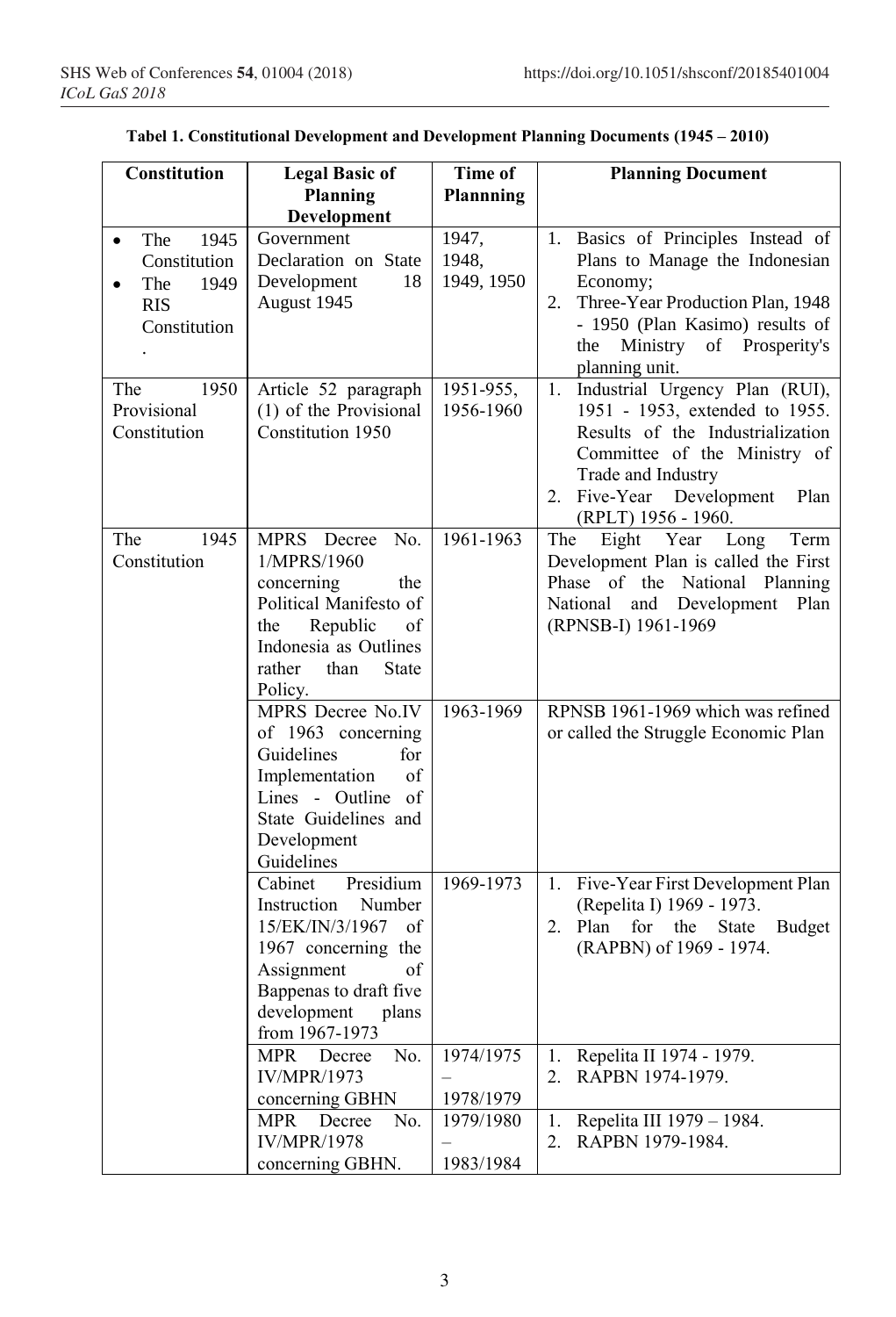**Tabel 1. Constitutional Development and Development Planning Documents (1945 – 2010)**

| Constitution | Legal Basic of Planning Development | Time of Plannning | Planning Document |
|---|---|---|---|
| • The 1945 Constitution<br>• The 1949 RIS Constitution. | Government Declaration on State Development 18 August 1945 | 1947, 1948, 1949, 1950 | 1. Basics of Principles Instead of Plans to Manage the Indonesian Economy;<br>2. Three-Year Production Plan, 1948 - 1950 (Plan Kasimo) results of the Ministry of Prosperity's planning unit. |
| The 1950 Provisional Constitution | Article 52 paragraph (1) of the Provisional Constitution 1950 | 1951-955, 1956-1960 | 1. Industrial Urgency Plan (RUI), 1951 - 1953, extended to 1955. Results of the Industrialization Committee of the Ministry of Trade and Industry<br>2. Five-Year Development Plan (RPLT) 1956 - 1960. |
| The 1945 Constitution | MPRS Decree No. 1/MPRS/1960 concerning the Political Manifesto of the Republic of Indonesia as Outlines rather than State Policy. | 1961-1963 | The Eight Year Long Term Development Plan is called the First Phase of the National Planning National and Development Plan (RPNSB-I) 1961-1969 |
| | MPRS Decree No.IV of 1963 concerning Guidelines for Implementation of Lines - Outline of State Guidelines and Development Guidelines | 1963-1969 | RPNSB 1961-1969 which was refined or called the Struggle Economic Plan |
| | Cabinet Presidium Instruction Number 15/EK/IN/3/1967 of 1967 concerning the Assignment of Bappenas to draft five development plans from 1967-1973 | 1969-1973 | 1. Five-Year First Development Plan (Repelita I) 1969 - 1973.<br>2. Plan for the State Budget (RAPBN) of 1969 - 1974. |
| | MPR Decree No. IV/MPR/1973 concerning GBHN | 1974/1975 – 1978/1979 | 1. Repelita II 1974 - 1979.<br>2. RAPBN 1974-1979. |
| | MPR Decree No. IV/MPR/1978 concerning GBHN. | 1979/1980 – 1983/1984 | 1. Repelita III 1979 – 1984.<br>2. RAPBN 1979-1984. |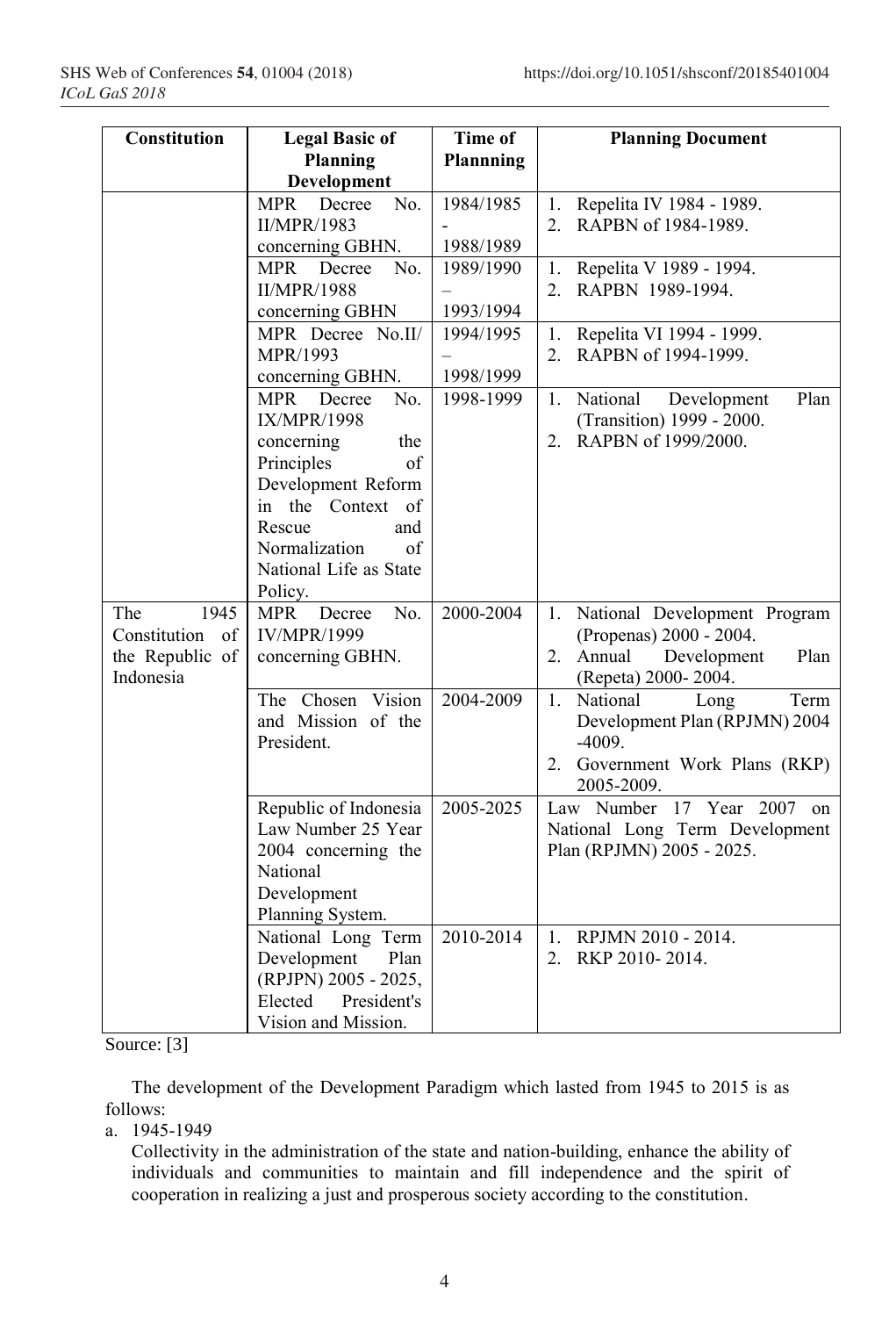| Constitution | Legal Basic of Planning Development | Time of Plannning | Planning Document |
|---|---|---|---|
| | MPR Decree No. II/MPR/1983 concerning GBHN. | 1984/1985 - 1988/1989 | 1. Repelita IV 1984 - 1989.<br>2. RAPBN of 1984-1989. |
| | MPR Decree No. II/MPR/1988 concerning GBHN | 1989/1990 – 1993/1994 | 1. Repelita V 1989 - 1994.<br>2. RAPBN 1989-1994. |
| | MPR Decree No.II/ MPR/1993 concerning GBHN. | 1994/1995 – 1998/1999 | 1. Repelita VI 1994 - 1999.<br>2. RAPBN of 1994-1999. |
| | MPR Decree No. IX/MPR/1998 concerning the Principles of Development Reform in the Context of Rescue and Normalization of National Life as State Policy. | 1998-1999 | 1. National Development Plan (Transition) 1999 - 2000.<br>2. RAPBN of 1999/2000. |
| The 1945 Constitution of the Republic of Indonesia | MPR Decree No. IV/MPR/1999 concerning GBHN. | 2000-2004 | 1. National Development Program (Propenas) 2000 - 2004.<br>2. Annual Development Plan (Repeta) 2000- 2004. |
| | The Chosen Vision and Mission of the President. | 2004-2009 | 1. National Long Term Development Plan (RPJMN) 2004 -4009.<br>2. Government Work Plans (RKP) 2005-2009. |
| | Republic of Indonesia Law Number 25 Year 2004 concerning the National Development Planning System. | 2005-2025 | Law Number 17 Year 2007 on National Long Term Development Plan (RPJMN) 2005 - 2025. |
| | National Long Term Development Plan (RPJPN) 2005 - 2025, Elected President's Vision and Mission. | 2010-2014 | 1. RPJMN 2010 - 2014.<br>2. RKP 2010- 2014. |

Source: [3]

The development of the Development Paradigm which lasted from 1945 to 2015 is as follows:

a. 1945-1949

Collectivity in the administration of the state and nation-building, enhance the ability of individuals and communities to maintain and fill independence and the spirit of cooperation in realizing a just and prosperous society according to the constitution.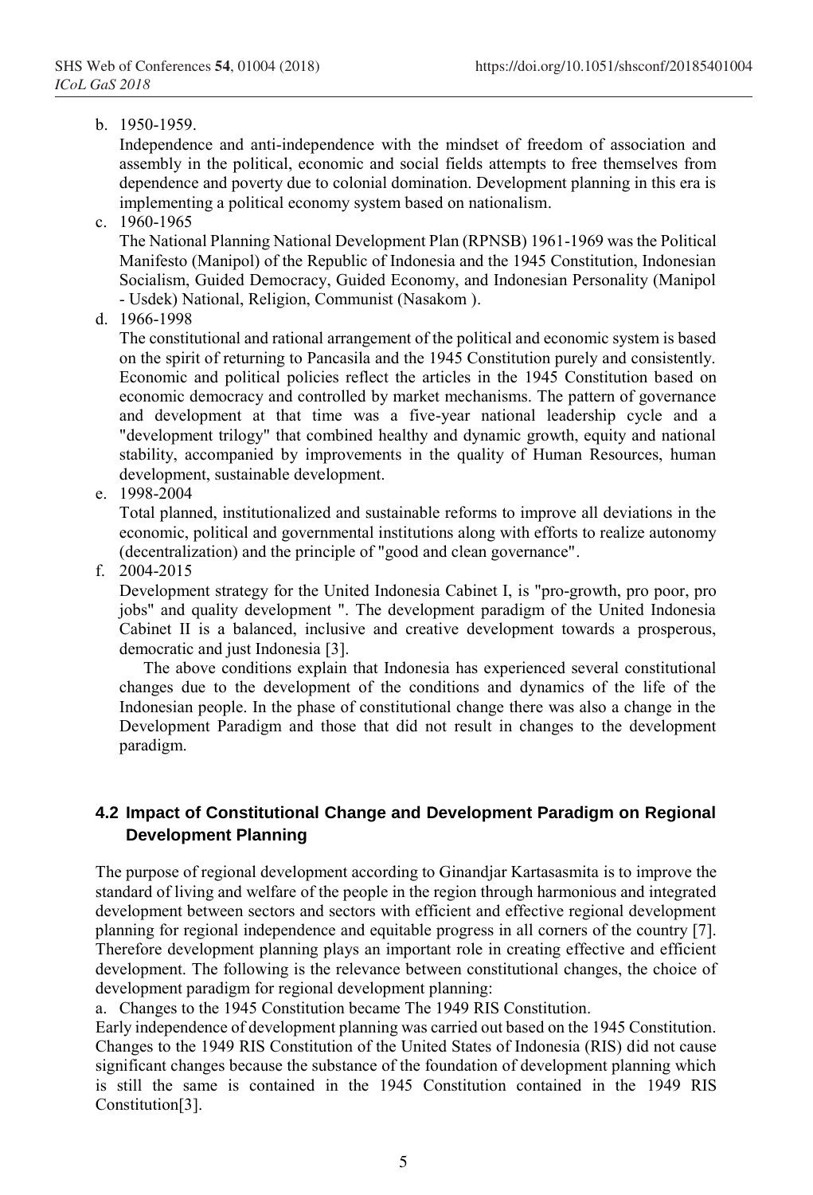b. 1950-1959.

   Independence and anti-independence with the mindset of freedom of association and assembly in the political, economic and social fields attempts to free themselves from dependence and poverty due to colonial domination. Development planning in this era is implementing a political economy system based on nationalism.

c. 1960-1965

   The National Planning National Development Plan (RPNSB) 1961-1969 was the Political Manifesto (Manipol) of the Republic of Indonesia and the 1945 Constitution, Indonesian Socialism, Guided Democracy, Guided Economy, and Indonesian Personality (Manipol - Usdek) National, Religion, Communist (Nasakom ).

d. 1966-1998

   The constitutional and rational arrangement of the political and economic system is based on the spirit of returning to Pancasila and the 1945 Constitution purely and consistently. Economic and political policies reflect the articles in the 1945 Constitution based on economic democracy and controlled by market mechanisms. The pattern of governance and development at that time was a five-year national leadership cycle and a "development trilogy" that combined healthy and dynamic growth, equity and national stability, accompanied by improvements in the quality of Human Resources, human development, sustainable development.

e. 1998-2004

   Total planned, institutionalized and sustainable reforms to improve all deviations in the economic, political and governmental institutions along with efforts to realize autonomy (decentralization) and the principle of "good and clean governance".

f. 2004-2015

   Development strategy for the United Indonesia Cabinet I, is "pro-growth, pro poor, pro jobs" and quality development ". The development paradigm of the United Indonesia Cabinet II is a balanced, inclusive and creative development towards a prosperous, democratic and just Indonesia [3].

   The above conditions explain that Indonesia has experienced several constitutional changes due to the development of the conditions and dynamics of the life of the Indonesian people. In the phase of constitutional change there was also a change in the Development Paradigm and those that did not result in changes to the development paradigm.

### 4.2 Impact of Constitutional Change and Development Paradigm on Regional Development Planning

The purpose of regional development according to Ginandjar Kartasasmita is to improve the standard of living and welfare of the people in the region through harmonious and integrated development between sectors and sectors with efficient and effective regional development planning for regional independence and equitable progress in all corners of the country [7]. Therefore development planning plays an important role in creating effective and efficient development. The following is the relevance between constitutional changes, the choice of development paradigm for regional development planning:

a. Changes to the 1945 Constitution became The 1949 RIS Constitution.

Early independence of development planning was carried out based on the 1945 Constitution. Changes to the 1949 RIS Constitution of the United States of Indonesia (RIS) did not cause significant changes because the substance of the foundation of development planning which is still the same is contained in the 1945 Constitution contained in the 1949 RIS Constitution[3].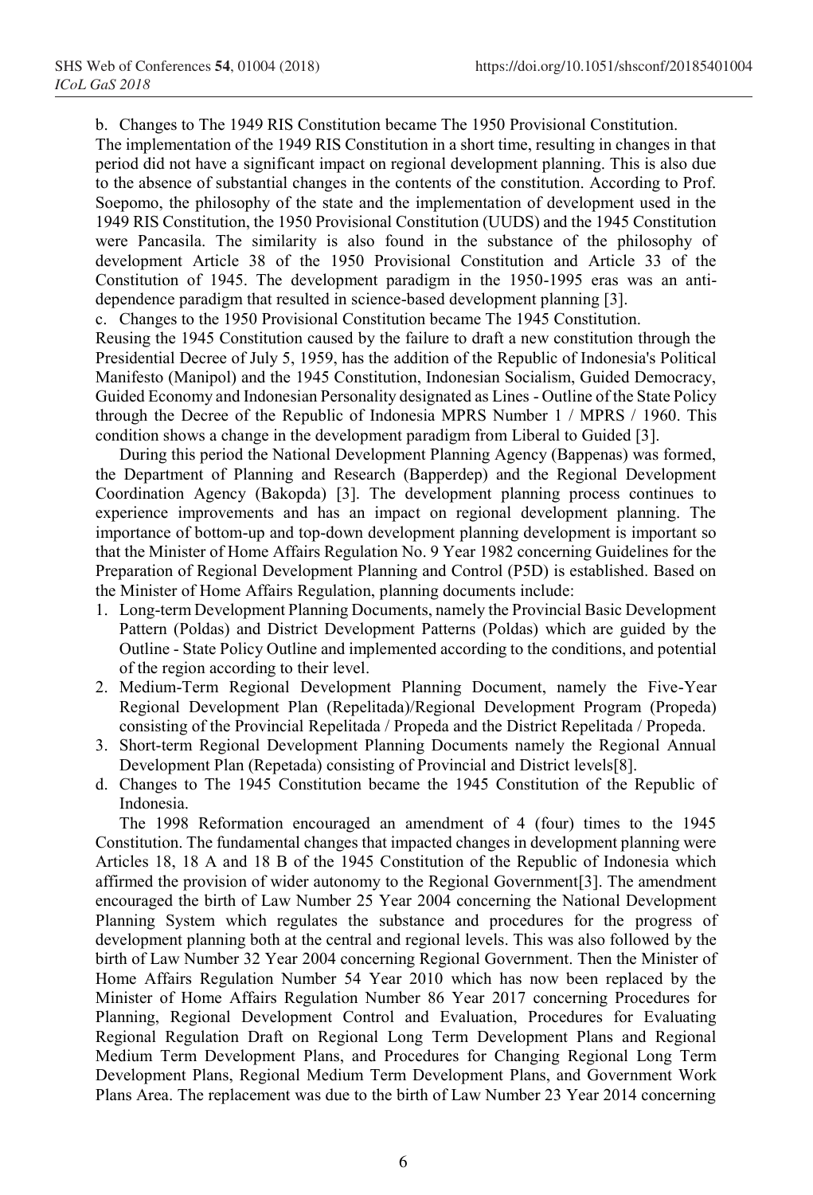b. Changes to The 1949 RIS Constitution became The 1950 Provisional Constitution.

The implementation of the 1949 RIS Constitution in a short time, resulting in changes in that period did not have a significant impact on regional development planning. This is also due to the absence of substantial changes in the contents of the constitution. According to Prof. Soepomo, the philosophy of the state and the implementation of development used in the 1949 RIS Constitution, the 1950 Provisional Constitution (UUDS) and the 1945 Constitution were Pancasila. The similarity is also found in the substance of the philosophy of development Article 38 of the 1950 Provisional Constitution and Article 33 of the Constitution of 1945. The development paradigm in the 1950-1995 eras was an anti-dependence paradigm that resulted in science-based development planning [3].

c. Changes to the 1950 Provisional Constitution became The 1945 Constitution.

Reusing the 1945 Constitution caused by the failure to draft a new constitution through the Presidential Decree of July 5, 1959, has the addition of the Republic of Indonesia's Political Manifesto (Manipol) and the 1945 Constitution, Indonesian Socialism, Guided Democracy, Guided Economy and Indonesian Personality designated as Lines - Outline of the State Policy through the Decree of the Republic of Indonesia MPRS Number 1 / MPRS / 1960. This condition shows a change in the development paradigm from Liberal to Guided [3].

During this period the National Development Planning Agency (Bappenas) was formed, the Department of Planning and Research (Bapperdep) and the Regional Development Coordination Agency (Bakopda) [3]. The development planning process continues to experience improvements and has an impact on regional development planning. The importance of bottom-up and top-down development planning development is important so that the Minister of Home Affairs Regulation No. 9 Year 1982 concerning Guidelines for the Preparation of Regional Development Planning and Control (P5D) is established. Based on the Minister of Home Affairs Regulation, planning documents include:

1. Long-term Development Planning Documents, namely the Provincial Basic Development Pattern (Poldas) and District Development Patterns (Poldas) which are guided by the Outline - State Policy Outline and implemented according to the conditions, and potential of the region according to their level.
2. Medium-Term Regional Development Planning Document, namely the Five-Year Regional Development Plan (Repelitada)/Regional Development Program (Propeda) consisting of the Provincial Repelitada / Propeda and the District Repelitada / Propeda.
3. Short-term Regional Development Planning Documents namely the Regional Annual Development Plan (Repetada) consisting of Provincial and District levels[8].

d. Changes to The 1945 Constitution became the 1945 Constitution of the Republic of Indonesia.

The 1998 Reformation encouraged an amendment of 4 (four) times to the 1945 Constitution. The fundamental changes that impacted changes in development planning were Articles 18, 18 A and 18 B of the 1945 Constitution of the Republic of Indonesia which affirmed the provision of wider autonomy to the Regional Government[3]. The amendment encouraged the birth of Law Number 25 Year 2004 concerning the National Development Planning System which regulates the substance and procedures for the progress of development planning both at the central and regional levels. This was also followed by the birth of Law Number 32 Year 2004 concerning Regional Government. Then the Minister of Home Affairs Regulation Number 54 Year 2010 which has now been replaced by the Minister of Home Affairs Regulation Number 86 Year 2017 concerning Procedures for Planning, Regional Development Control and Evaluation, Procedures for Evaluating Regional Regulation Draft on Regional Long Term Development Plans and Regional Medium Term Development Plans, and Procedures for Changing Regional Long Term Development Plans, Regional Medium Term Development Plans, and Government Work Plans Area. The replacement was due to the birth of Law Number 23 Year 2014 concerning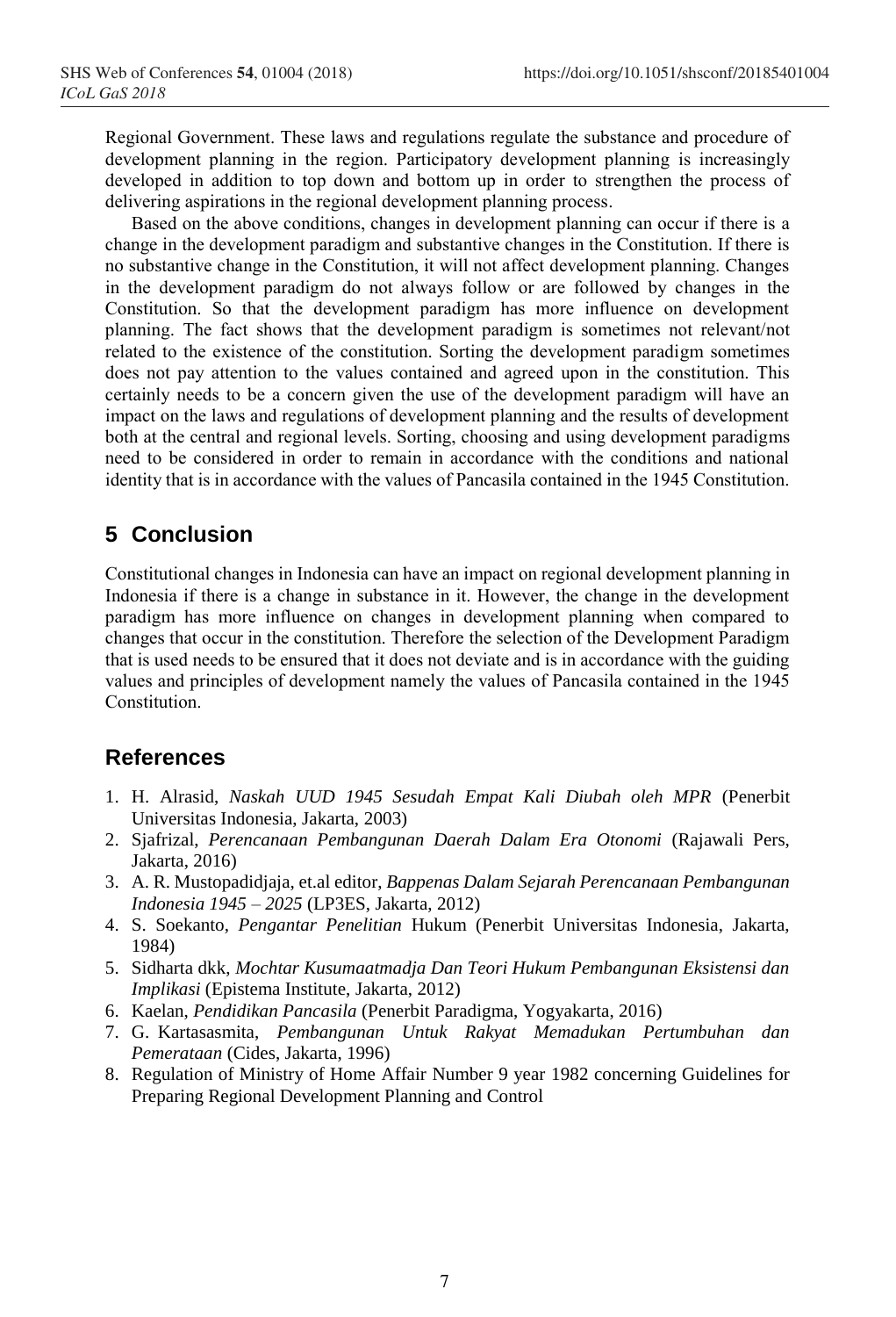Regional Government. These laws and regulations regulate the substance and procedure of development planning in the region. Participatory development planning is increasingly developed in addition to top down and bottom up in order to strengthen the process of delivering aspirations in the regional development planning process.

Based on the above conditions, changes in development planning can occur if there is a change in the development paradigm and substantive changes in the Constitution. If there is no substantive change in the Constitution, it will not affect development planning. Changes in the development paradigm do not always follow or are followed by changes in the Constitution. So that the development paradigm has more influence on development planning. The fact shows that the development paradigm is sometimes not relevant/not related to the existence of the constitution. Sorting the development paradigm sometimes does not pay attention to the values contained and agreed upon in the constitution. This certainly needs to be a concern given the use of the development paradigm will have an impact on the laws and regulations of development planning and the results of development both at the central and regional levels. Sorting, choosing and using development paradigms need to be considered in order to remain in accordance with the conditions and national identity that is in accordance with the values of Pancasila contained in the 1945 Constitution.

## 5 Conclusion

Constitutional changes in Indonesia can have an impact on regional development planning in Indonesia if there is a change in substance in it. However, the change in the development paradigm has more influence on changes in development planning when compared to changes that occur in the constitution. Therefore the selection of the Development Paradigm that is used needs to be ensured that it does not deviate and is in accordance with the guiding values and principles of development namely the values of Pancasila contained in the 1945 Constitution.

## References

1. H. Alrasid, *Naskah UUD 1945 Sesudah Empat Kali Diubah oleh MPR* (Penerbit Universitas Indonesia, Jakarta, 2003)
2. Sjafrizal, *Perencanaan Pembangunan Daerah Dalam Era Otonomi* (Rajawali Pers, Jakarta, 2016)
3. A. R. Mustopadidjaja, et.al editor, *Bappenas Dalam Sejarah Perencanaan Pembangunan Indonesia 1945 – 2025* (LP3ES, Jakarta, 2012)
4. S. Soekanto, *Pengantar Penelitian* Hukum (Penerbit Universitas Indonesia, Jakarta, 1984)
5. Sidharta dkk, *Mochtar Kusumaatmadja Dan Teori Hukum Pembangunan Eksistensi dan Implikasi* (Epistema Institute, Jakarta, 2012)
6. Kaelan, *Pendidikan Pancasila* (Penerbit Paradigma, Yogyakarta, 2016)
7. G. Kartasasmita, *Pembangunan Untuk Rakyat Memadukan Pertumbuhan dan Pemerataan* (Cides, Jakarta, 1996)
8. Regulation of Ministry of Home Affair Number 9 year 1982 concerning Guidelines for Preparing Regional Development Planning and Control